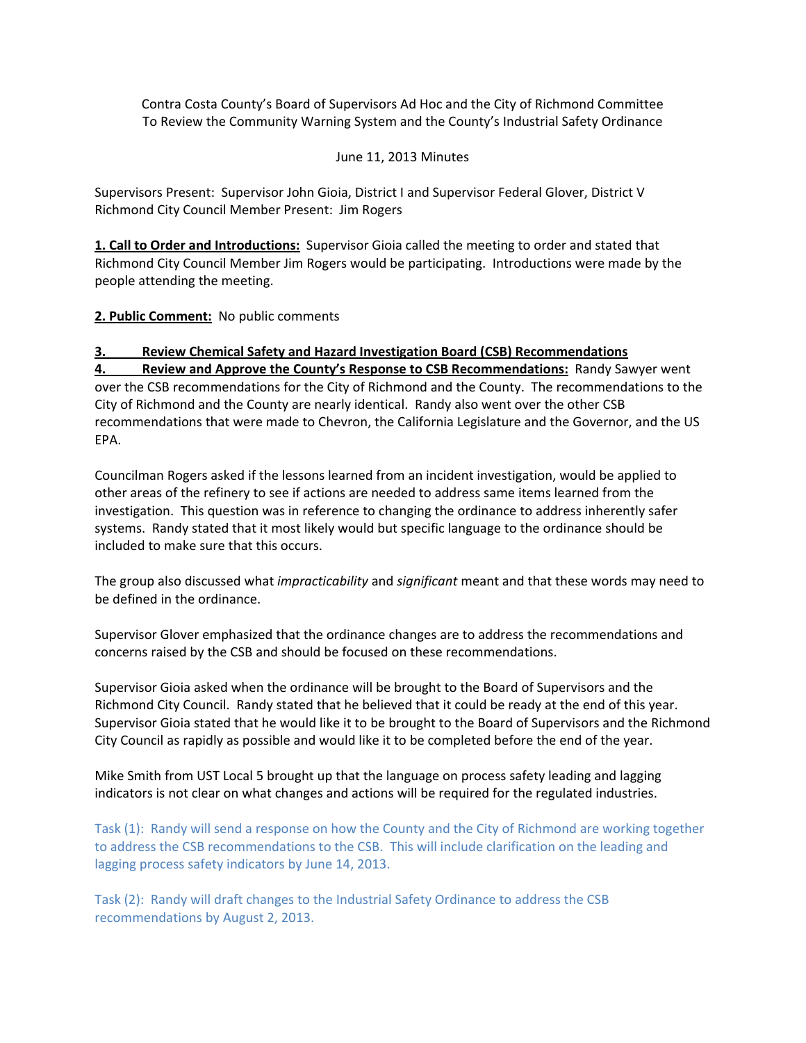Contra Costa County's Board of Supervisors Ad Hoc and the City of Richmond Committee To Review the Community Warning System and the County's Industrial Safety Ordinance

June 11, 2013 Minutes

Supervisors Present: Supervisor John Gioia, District I and Supervisor Federal Glover, District V
Richmond City Council Member Present: Jim Rogers

**1. Call to Order and Introductions:** Supervisor Gioia called the meeting to order and stated that Richmond City Council Member Jim Rogers would be participating. Introductions were made by the people attending the meeting.

**2. Public Comment:** No public comments

**3. Review Chemical Safety and Hazard Investigation Board (CSB) Recommendations**

**4. Review and Approve the County's Response to CSB Recommendations:** Randy Sawyer went over the CSB recommendations for the City of Richmond and the County. The recommendations to the City of Richmond and the County are nearly identical. Randy also went over the other CSB recommendations that were made to Chevron, the California Legislature and the Governor, and the US EPA.

Councilman Rogers asked if the lessons learned from an incident investigation, would be applied to other areas of the refinery to see if actions are needed to address same items learned from the investigation. This question was in reference to changing the ordinance to address inherently safer systems. Randy stated that it most likely would but specific language to the ordinance should be included to make sure that this occurs.

The group also discussed what *impracticability* and *significant* meant and that these words may need to be defined in the ordinance.

Supervisor Glover emphasized that the ordinance changes are to address the recommendations and concerns raised by the CSB and should be focused on these recommendations.

Supervisor Gioia asked when the ordinance will be brought to the Board of Supervisors and the Richmond City Council. Randy stated that he believed that it could be ready at the end of this year. Supervisor Gioia stated that he would like it to be brought to the Board of Supervisors and the Richmond City Council as rapidly as possible and would like it to be completed before the end of the year.

Mike Smith from UST Local 5 brought up that the language on process safety leading and lagging indicators is not clear on what changes and actions will be required for the regulated industries.

Task (1): Randy will send a response on how the County and the City of Richmond are working together to address the CSB recommendations to the CSB. This will include clarification on the leading and lagging process safety indicators by June 14, 2013.

Task (2): Randy will draft changes to the Industrial Safety Ordinance to address the CSB recommendations by August 2, 2013.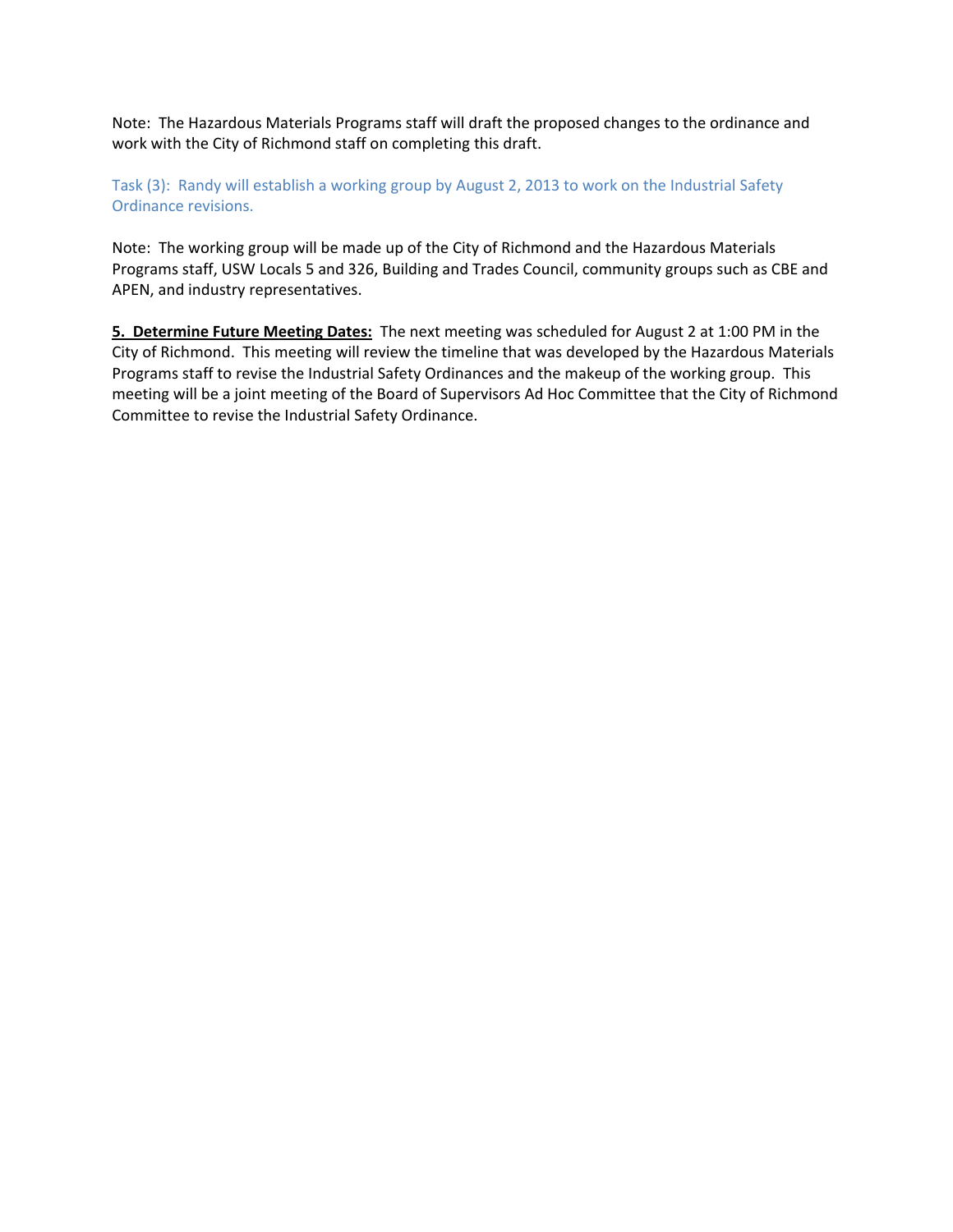Note: The Hazardous Materials Programs staff will draft the proposed changes to the ordinance and work with the City of Richmond staff on completing this draft.

Task (3): Randy will establish a working group by August 2, 2013 to work on the Industrial Safety Ordinance revisions.

Note: The working group will be made up of the City of Richmond and the Hazardous Materials Programs staff, USW Locals 5 and 326, Building and Trades Council, community groups such as CBE and APEN, and industry representatives.

**5. Determine Future Meeting Dates:** The next meeting was scheduled for August 2 at 1:00 PM in the City of Richmond. This meeting will review the timeline that was developed by the Hazardous Materials Programs staff to revise the Industrial Safety Ordinances and the makeup of the working group. This meeting will be a joint meeting of the Board of Supervisors Ad Hoc Committee that the City of Richmond Committee to revise the Industrial Safety Ordinance.